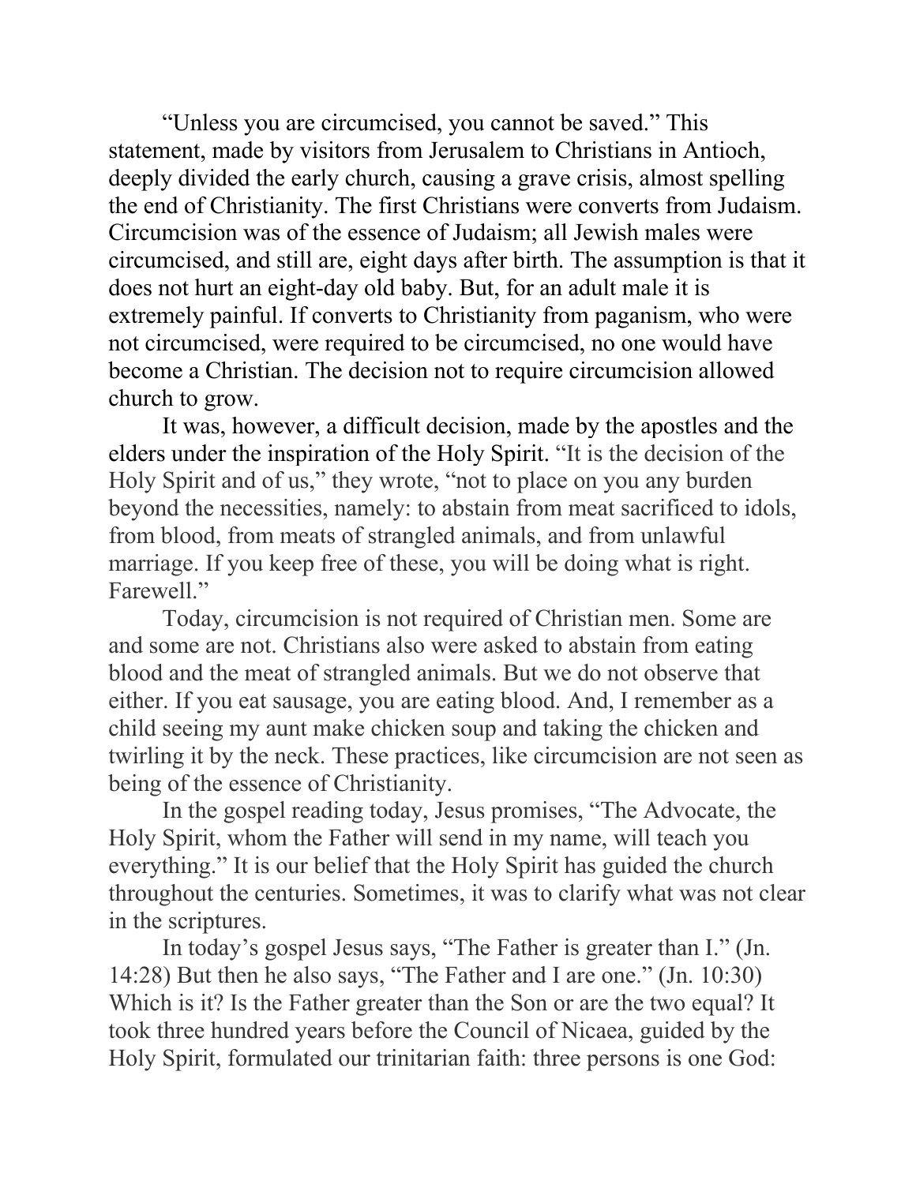“Unless you are circumcised, you cannot be saved.” This statement, made by visitors from Jerusalem to Christians in Antioch, deeply divided the early church, causing a grave crisis, almost spelling the end of Christianity. The first Christians were converts from Judaism. Circumcision was of the essence of Judaism; all Jewish males were circumcised, and still are, eight days after birth. The assumption is that it does not hurt an eight-day old baby. But, for an adult male it is extremely painful. If converts to Christianity from paganism, who were not circumcised, were required to be circumcised, no one would have become a Christian. The decision not to require circumcision allowed church to grow.

It was, however, a difficult decision, made by the apostles and the elders under the inspiration of the Holy Spirit. “It is the decision of the Holy Spirit and of us,” they wrote, “not to place on you any burden beyond the necessities, namely: to abstain from meat sacrificed to idols, from blood, from meats of strangled animals, and from unlawful marriage. If you keep free of these, you will be doing what is right. Farewell.”

Today, circumcision is not required of Christian men. Some are and some are not. Christians also were asked to abstain from eating blood and the meat of strangled animals. But we do not observe that either. If you eat sausage, you are eating blood. And, I remember as a child seeing my aunt make chicken soup and taking the chicken and twirling it by the neck. These practices, like circumcision are not seen as being of the essence of Christianity.

In the gospel reading today, Jesus promises, “The Advocate, the Holy Spirit, whom the Father will send in my name, will teach you everything.” It is our belief that the Holy Spirit has guided the church throughout the centuries. Sometimes, it was to clarify what was not clear in the scriptures.

In today’s gospel Jesus says, “The Father is greater than I.” (Jn. 14:28) But then he also says, “The Father and I are one.” (Jn. 10:30) Which is it? Is the Father greater than the Son or are the two equal? It took three hundred years before the Council of Nicaea, guided by the Holy Spirit, formulated our trinitarian faith: three persons is one God: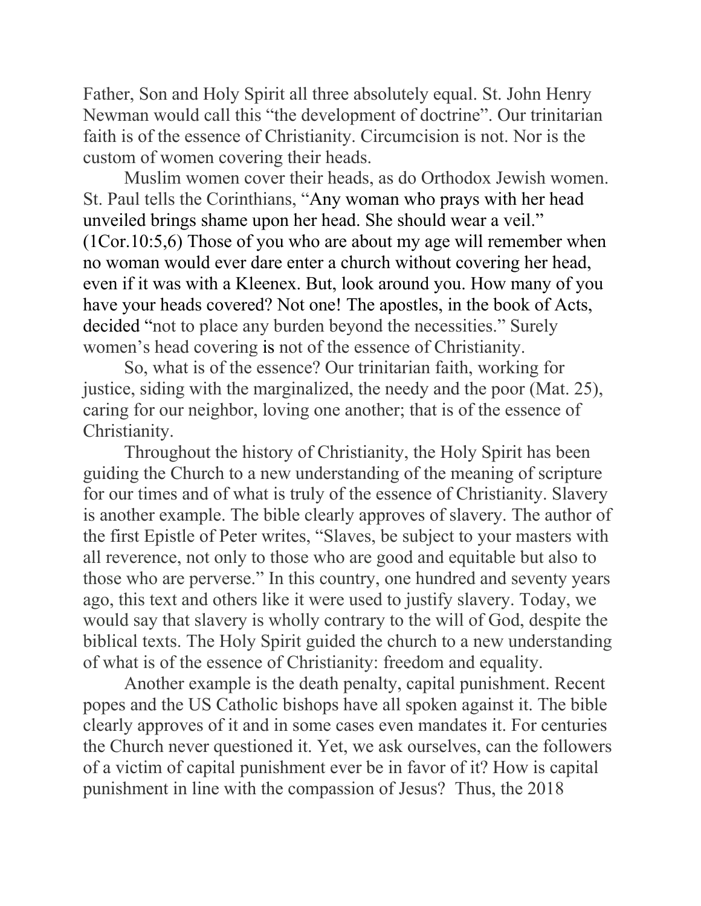Father, Son and Holy Spirit all three absolutely equal. St. John Henry Newman would call this "the development of doctrine". Our trinitarian faith is of the essence of Christianity. Circumcision is not. Nor is the custom of women covering their heads.

Muslim women cover their heads, as do Orthodox Jewish women. St. Paul tells the Corinthians, "Any woman who prays with her head unveiled brings shame upon her head. She should wear a veil." (1Cor.10:5,6) Those of you who are about my age will remember when no woman would ever dare enter a church without covering her head, even if it was with a Kleenex. But, look around you. How many of you have your heads covered? Not one! The apostles, in the book of Acts, decided "not to place any burden beyond the necessities." Surely women's head covering is not of the essence of Christianity.

So, what is of the essence? Our trinitarian faith, working for justice, siding with the marginalized, the needy and the poor (Mat. 25), caring for our neighbor, loving one another; that is of the essence of Christianity.

Throughout the history of Christianity, the Holy Spirit has been guiding the Church to a new understanding of the meaning of scripture for our times and of what is truly of the essence of Christianity. Slavery is another example. The bible clearly approves of slavery. The author of the first Epistle of Peter writes, "Slaves, be subject to your masters with all reverence, not only to those who are good and equitable but also to those who are perverse." In this country, one hundred and seventy years ago, this text and others like it were used to justify slavery. Today, we would say that slavery is wholly contrary to the will of God, despite the biblical texts. The Holy Spirit guided the church to a new understanding of what is of the essence of Christianity: freedom and equality.

Another example is the death penalty, capital punishment. Recent popes and the US Catholic bishops have all spoken against it. The bible clearly approves of it and in some cases even mandates it. For centuries the Church never questioned it. Yet, we ask ourselves, can the followers of a victim of capital punishment ever be in favor of it? How is capital punishment in line with the compassion of Jesus? Thus, the 2018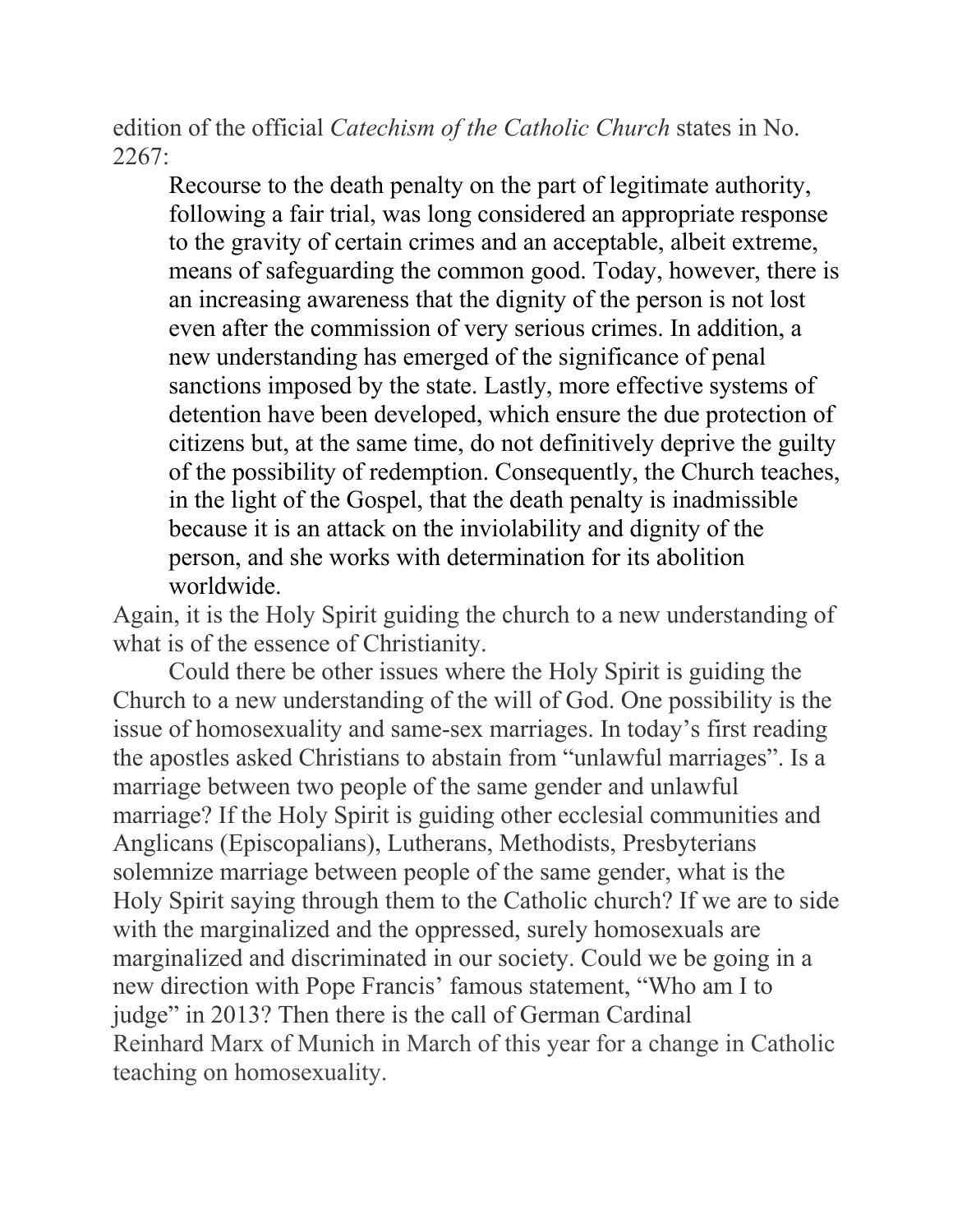edition of the official *Catechism of the Catholic Church* states in No. 2267:

> Recourse to the death penalty on the part of legitimate authority, following a fair trial, was long considered an appropriate response to the gravity of certain crimes and an acceptable, albeit extreme, means of safeguarding the common good. Today, however, there is an increasing awareness that the dignity of the person is not lost even after the commission of very serious crimes. In addition, a new understanding has emerged of the significance of penal sanctions imposed by the state. Lastly, more effective systems of detention have been developed, which ensure the due protection of citizens but, at the same time, do not definitively deprive the guilty of the possibility of redemption. Consequently, the Church teaches, in the light of the Gospel, that the death penalty is inadmissible because it is an attack on the inviolability and dignity of the person, and she works with determination for its abolition worldwide.

Again, it is the Holy Spirit guiding the church to a new understanding of what is of the essence of Christianity.

Could there be other issues where the Holy Spirit is guiding the Church to a new understanding of the will of God. One possibility is the issue of homosexuality and same-sex marriages. In today's first reading the apostles asked Christians to abstain from "unlawful marriages". Is a marriage between two people of the same gender and unlawful marriage? If the Holy Spirit is guiding other ecclesial communities and Anglicans (Episcopalians), Lutherans, Methodists, Presbyterians solemnize marriage between people of the same gender, what is the Holy Spirit saying through them to the Catholic church? If we are to side with the marginalized and the oppressed, surely homosexuals are marginalized and discriminated in our society. Could we be going in a new direction with Pope Francis' famous statement, "Who am I to judge" in 2013? Then there is the call of German Cardinal Reinhard Marx of Munich in March of this year for a change in Catholic teaching on homosexuality.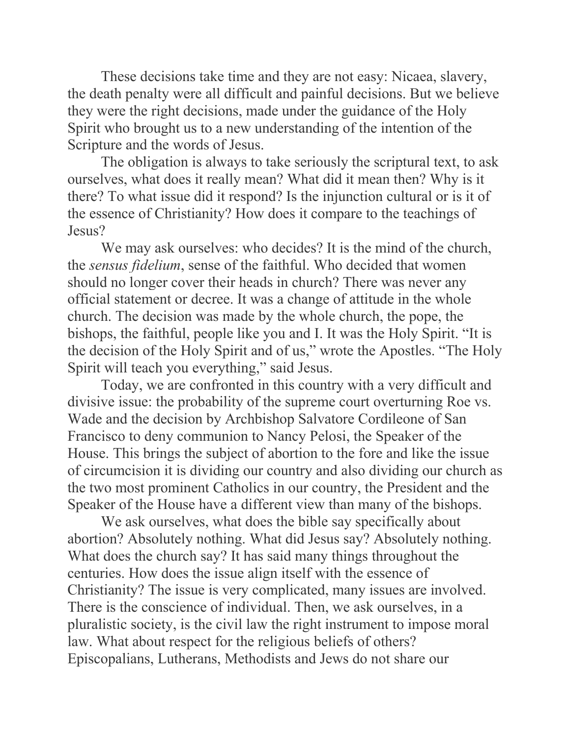These decisions take time and they are not easy: Nicaea, slavery, the death penalty were all difficult and painful decisions. But we believe they were the right decisions, made under the guidance of the Holy Spirit who brought us to a new understanding of the intention of the Scripture and the words of Jesus.

The obligation is always to take seriously the scriptural text, to ask ourselves, what does it really mean? What did it mean then? Why is it there? To what issue did it respond? Is the injunction cultural or is it of the essence of Christianity? How does it compare to the teachings of Jesus?

We may ask ourselves: who decides? It is the mind of the church, the *sensus fidelium*, sense of the faithful. Who decided that women should no longer cover their heads in church? There was never any official statement or decree. It was a change of attitude in the whole church. The decision was made by the whole church, the pope, the bishops, the faithful, people like you and I. It was the Holy Spirit. "It is the decision of the Holy Spirit and of us," wrote the Apostles. "The Holy Spirit will teach you everything," said Jesus.

Today, we are confronted in this country with a very difficult and divisive issue: the probability of the supreme court overturning Roe vs. Wade and the decision by Archbishop Salvatore Cordileone of San Francisco to deny communion to Nancy Pelosi, the Speaker of the House. This brings the subject of abortion to the fore and like the issue of circumcision it is dividing our country and also dividing our church as the two most prominent Catholics in our country, the President and the Speaker of the House have a different view than many of the bishops.

We ask ourselves, what does the bible say specifically about abortion? Absolutely nothing. What did Jesus say? Absolutely nothing. What does the church say? It has said many things throughout the centuries. How does the issue align itself with the essence of Christianity? The issue is very complicated, many issues are involved. There is the conscience of individual. Then, we ask ourselves, in a pluralistic society, is the civil law the right instrument to impose moral law. What about respect for the religious beliefs of others? Episcopalians, Lutherans, Methodists and Jews do not share our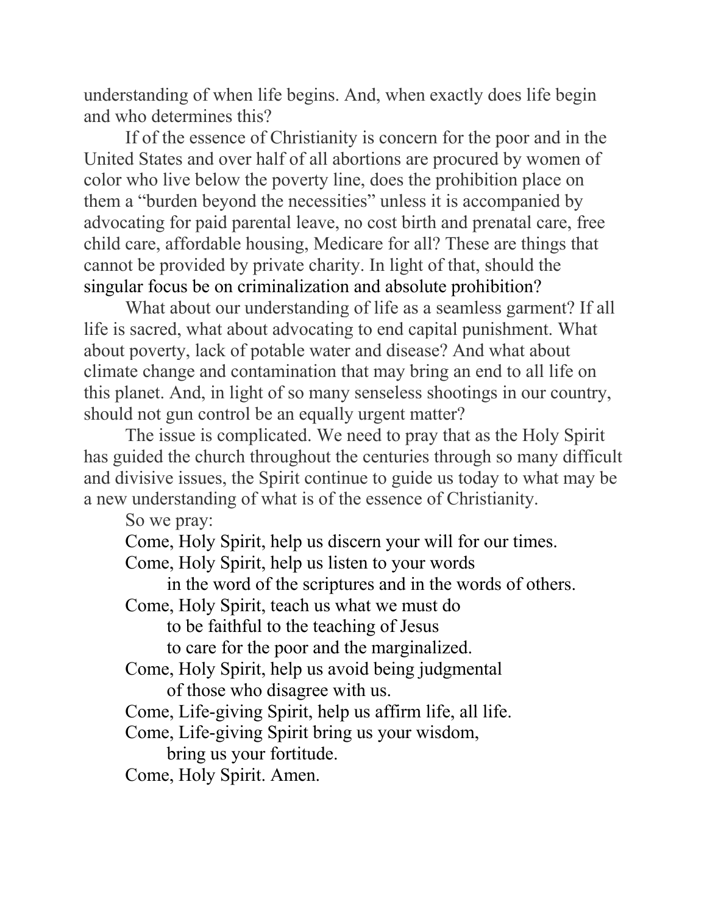understanding of when life begins. And, when exactly does life begin and who determines this?

If of the essence of Christianity is concern for the poor and in the United States and over half of all abortions are procured by women of color who live below the poverty line, does the prohibition place on them a "burden beyond the necessities" unless it is accompanied by advocating for paid parental leave, no cost birth and prenatal care, free child care, affordable housing, Medicare for all? These are things that cannot be provided by private charity. In light of that, should the singular focus be on criminalization and absolute prohibition?

What about our understanding of life as a seamless garment? If all life is sacred, what about advocating to end capital punishment. What about poverty, lack of potable water and disease? And what about climate change and contamination that may bring an end to all life on this planet. And, in light of so many senseless shootings in our country, should not gun control be an equally urgent matter?

The issue is complicated. We need to pray that as the Holy Spirit has guided the church throughout the centuries through so many difficult and divisive issues, the Spirit continue to guide us today to what may be a new understanding of what is of the essence of Christianity.

So we pray:

Come, Holy Spirit, help us discern your will for our times.
Come, Holy Spirit, help us listen to your words
  in the word of the scriptures and in the words of others.
Come, Holy Spirit, teach us what we must do
  to be faithful to the teaching of Jesus
  to care for the poor and the marginalized.
Come, Holy Spirit, help us avoid being judgmental
  of those who disagree with us.
Come, Life-giving Spirit, help us affirm life, all life.
Come, Life-giving Spirit bring us your wisdom,
  bring us your fortitude.
Come, Holy Spirit. Amen.